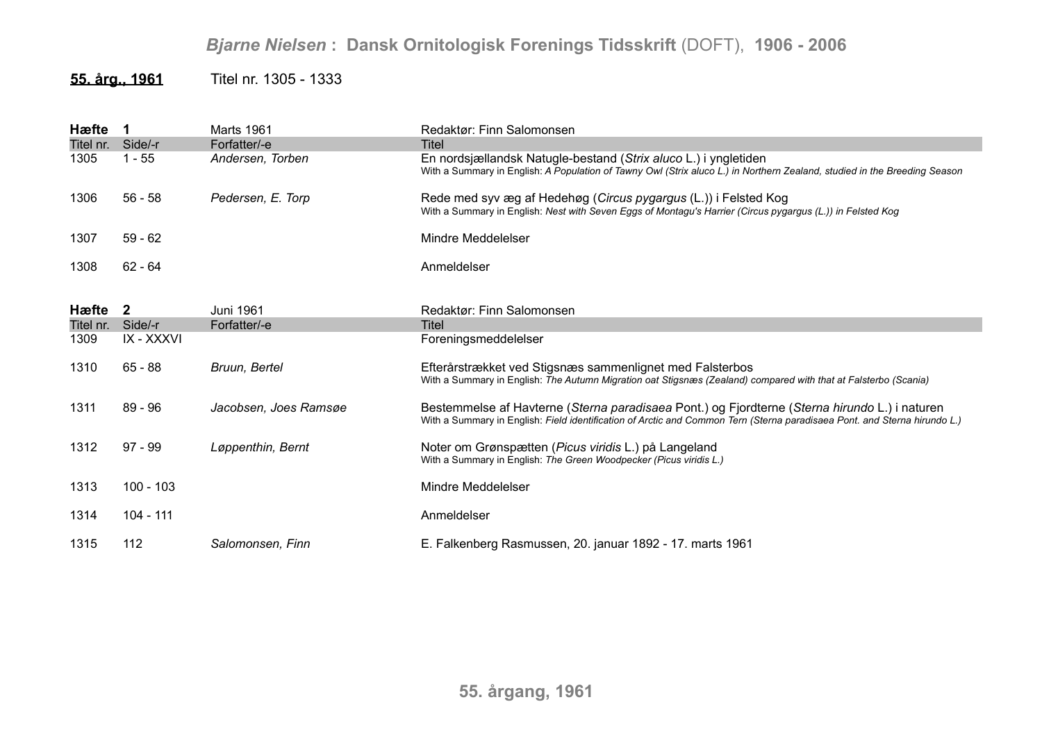# *Bjarne Nielsen* : Dansk Ornitologisk Forenings Tidsskrift (DOFT), 1906 - 2006

## 55. årg., 1961 — Titel nr. 1305 - 1333

### Hæfte 1 — Marts 1961 — Redaktør: Finn Salomonsen

| Titel nr. | Side/-r | Forfatter/-e | Titel |
|---|---|---|---|
| 1305 | 1 - 55 | *Andersen, Torben* | En nordsjællandsk Natugle-bestand (*Strix aluco* L.) i yngletiden<br>With a Summary in English: *A Population of Tawny Owl (Strix aluco L.) in Northern Zealand, studied in the Breeding Season* |
| 1306 | 56 - 58 | *Pedersen, E. Torp* | Rede med syv æg af Hedehøg (*Circus pygargus* (L.)) i Felsted Kog<br>With a Summary in English: *Nest with Seven Eggs of Montagu's Harrier (Circus pygargus (L.)) in Felsted Kog* |
| 1307 | 59 - 62 | | Mindre Meddelelser |
| 1308 | 62 - 64 | | Anmeldelser |

### Hæfte 2 — Juni 1961 — Redaktør: Finn Salomonsen

| Titel nr. | Side/-r | Forfatter/-e | Titel |
|---|---|---|---|
| 1309 | IX - XXXVI | | Foreningsmeddelelser |
| 1310 | 65 - 88 | *Bruun, Bertel* | Efterårstrækket ved Stigsnæs sammenlignet med Falsterbos<br>With a Summary in English: *The Autumn Migration oat Stigsnæs (Zealand) compared with that at Falsterbo (Scania)* |
| 1311 | 89 - 96 | *Jacobsen, Joes Ramsøe* | Bestemmelse af Havterne (*Sterna paradisaea* Pont.) og Fjordterne (*Sterna hirundo* L.) i naturen<br>With a Summary in English: *Field identification of Arctic and Common Tern (Sterna paradisaea Pont. and Sterna hirundo L.)* |
| 1312 | 97 - 99 | *Løppenthin, Bernt* | Noter om Grønspætten (*Picus viridis* L.) på Langeland<br>With a Summary in English: *The Green Woodpecker (Picus viridis L.)* |
| 1313 | 100 - 103 | | Mindre Meddelelser |
| 1314 | 104 - 111 | | Anmeldelser |
| 1315 | 112 | *Salomonsen, Finn* | E. Falkenberg Rasmussen, 20. januar 1892 - 17. marts 1961 |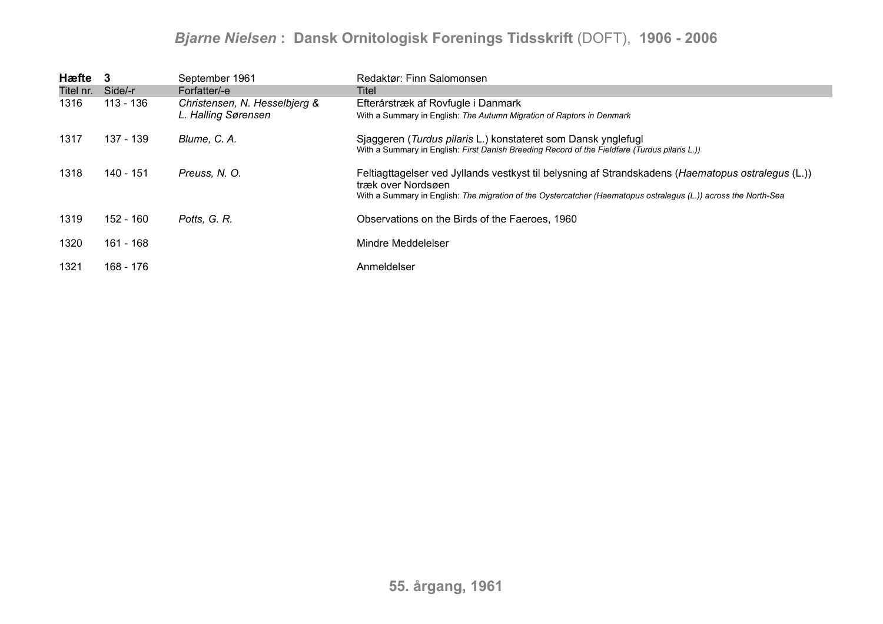**Hæfte 3** | September 1961 | Redaktør: Finn Salomonsen

| Titel nr. | Side/-r | Forfatter/-e | Titel |
|---|---|---|---|
| 1316 | 113 - 136 | *Christensen, N. Hesselbjerg & L. Halling Sørensen* | Efterårstræk af Rovfugle i Danmark<br>With a Summary in English: *The Autumn Migration of Raptors in Denmark* |
| 1317 | 137 - 139 | *Blume, C. A.* | Sjaggeren (*Turdus pilaris* L.) konstateret som Dansk ynglefugl<br>With a Summary in English: *First Danish Breeding Record of the Fieldfare (Turdus pilaris L.))* |
| 1318 | 140 - 151 | *Preuss, N. O.* | Feltiagttagelser ved Jyllands vestkyst til belysning af Strandskadens (*Haematopus ostralegus* (L.)) træk over Nordsøen<br>With a Summary in English: *The migration of the Oystercatcher (Haematopus ostralegus (L.)) across the North-Sea* |
| 1319 | 152 - 160 | *Potts, G. R.* | Observations on the Birds of the Faeroes, 1960 |
| 1320 | 161 - 168 | | Mindre Meddelelser |
| 1321 | 168 - 176 | | Anmeldelser |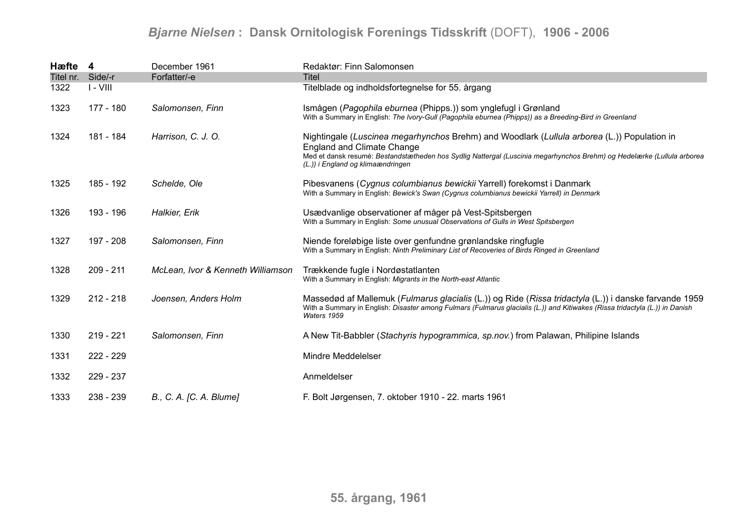| Hæfte 4 | | December 1961 | Redaktør: Finn Salomonsen |
|---|---|---|---|
| Titel nr. | Side/-r | Forfatter/-e | Titel |
| 1322 | I - VIII | | Titelblade og indholdsfortegnelse for 55. årgang |
| 1323 | 177 - 180 | *Salomonsen, Finn* | Ismågen (*Pagophila eburnea* (Phipps.)) som ynglefugl i Grønland<br>With a Summary in English: *The Ivory-Gull (Pagophila eburnea (Phipps)) as a Breeding-Bird in Greenland* |
| 1324 | 181 - 184 | *Harrison, C. J. O.* | Nightingale (*Luscinea megarhynchos* Brehm) and Woodlark (*Lullula arborea* (L.)) Population in England and Climate Change<br>Med et dansk resumé: *Bestandstætheden hos Sydlig Nattergal (Luscinia megarhynchos Brehm) og Hedelærke (Lullula arborea (L.)) i England og klimaændringen* |
| 1325 | 185 - 192 | *Schelde, Ole* | Pibesvanens (*Cygnus columbianus bewickii* Yarrell) forekomst i Danmark<br>With a Summary in English: *Bewick's Swan (Cygnus columbianus bewickii Yarrell) in Denmark* |
| 1326 | 193 - 196 | *Halkier, Erik* | Usædvanlige observationer af måger på Vest-Spitsbergen<br>With a Summary in English: *Some unusual Observations of Gulls in West Spitsbergen* |
| 1327 | 197 - 208 | *Salomonsen, Finn* | Niende foreløbige liste over genfundne grønlandske ringfugle<br>With a Summary in English: *Ninth Preliminary List of Recoveries of Birds Ringed in Greenland* |
| 1328 | 209 - 211 | *McLean, Ivor & Kenneth Williamson* | Trækkende fugle i Nordøstatlanten<br>With a Summary in English: *Migrants in the North-east Atlantic* |
| 1329 | 212 - 218 | *Joensen, Anders Holm* | Massedød af Mallemuk (*Fulmarus glacialis* (L.)) og Ride (*Rissa tridactyla* (L.)) i danske farvande 1959<br>With a Summary in English: *Disaster among Fulmars (Fulmarus glacialis (L.)) and Kitiwakes (Rissa tridactyla (L.)) in Danish Waters 1959* |
| 1330 | 219 - 221 | *Salomonsen, Finn* | A New Tit-Babbler (*Stachyris hypogrammica, sp.nov.*) from Palawan, Philipine Islands |
| 1331 | 222 - 229 | | Mindre Meddelelser |
| 1332 | 229 - 237 | | Anmeldelser |
| 1333 | 238 - 239 | *B., C. A. [C. A. Blume]* | F. Bolt Jørgensen, 7. oktober 1910 - 22. marts 1961 |